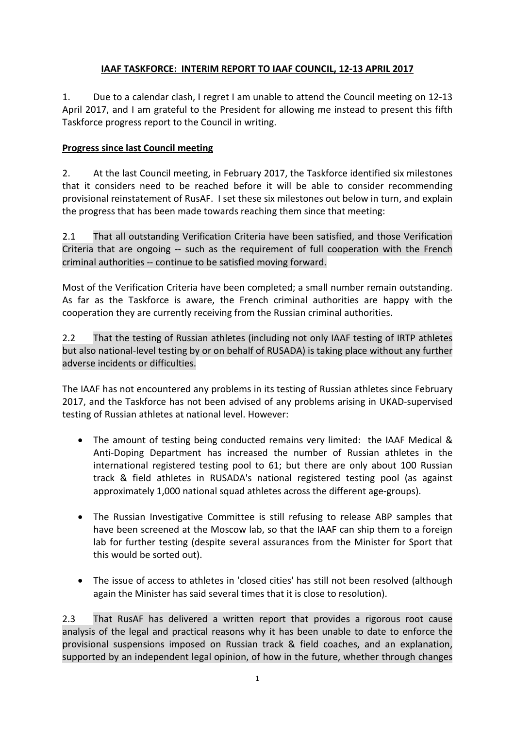# IAAF TASKFORCE: INTERIM REPORT TO IAAF COUNCIL, 12-13 APRIL 2017

1. Due to a calendar clash, I regret I am unable to attend the Council meeting on 12-13 April 2017, and I am grateful to the President for allowing me instead to present this fifth Taskforce progress report to the Council in writing.

## Progress since last Council meeting

2. At the last Council meeting, in February 2017, the Taskforce identified six milestones that it considers need to be reached before it will be able to consider recommending provisional reinstatement of RusAF. I set these six milestones out below in turn, and explain the progress that has been made towards reaching them since that meeting:

2.1 That all outstanding Verification Criteria have been satisfied, and those Verification Criteria that are ongoing -- such as the requirement of full cooperation with the French criminal authorities -- continue to be satisfied moving forward.

Most of the Verification Criteria have been completed; a small number remain outstanding. As far as the Taskforce is aware, the French criminal authorities are happy with the cooperation they are currently receiving from the Russian criminal authorities.

2.2 That the testing of Russian athletes (including not only IAAF testing of IRTP athletes but also national-level testing by or on behalf of RUSADA) is taking place without any further adverse incidents or difficulties.

The IAAF has not encountered any problems in its testing of Russian athletes since February 2017, and the Taskforce has not been advised of any problems arising in UKAD-supervised testing of Russian athletes at national level. However:

- The amount of testing being conducted remains very limited: the IAAF Medical & Anti-Doping Department has increased the number of Russian athletes in the international registered testing pool to 61; but there are only about 100 Russian track & field athletes in RUSADA's national registered testing pool (as against approximately 1,000 national squad athletes across the different age-groups).

- The Russian Investigative Committee is still refusing to release ABP samples that have been screened at the Moscow lab, so that the IAAF can ship them to a foreign lab for further testing (despite several assurances from the Minister for Sport that this would be sorted out).

- The issue of access to athletes in 'closed cities' has still not been resolved (although again the Minister has said several times that it is close to resolution).

2.3 That RusAF has delivered a written report that provides a rigorous root cause analysis of the legal and practical reasons why it has been unable to date to enforce the provisional suspensions imposed on Russian track & field coaches, and an explanation, supported by an independent legal opinion, of how in the future, whether through changes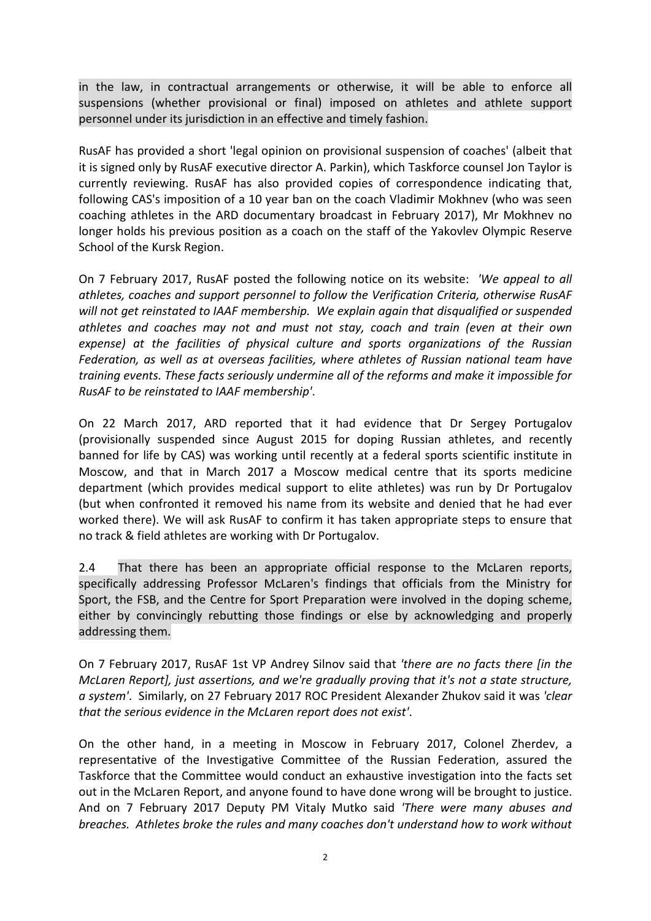in the law, in contractual arrangements or otherwise, it will be able to enforce all suspensions (whether provisional or final) imposed on athletes and athlete support personnel under its jurisdiction in an effective and timely fashion.

RusAF has provided a short 'legal opinion on provisional suspension of coaches' (albeit that it is signed only by RusAF executive director A. Parkin), which Taskforce counsel Jon Taylor is currently reviewing. RusAF has also provided copies of correspondence indicating that, following CAS's imposition of a 10 year ban on the coach Vladimir Mokhnev (who was seen coaching athletes in the ARD documentary broadcast in February 2017), Mr Mokhnev no longer holds his previous position as a coach on the staff of the Yakovlev Olympic Reserve School of the Kursk Region.

On 7 February 2017, RusAF posted the following notice on its website: *'We appeal to all athletes, coaches and support personnel to follow the Verification Criteria, otherwise RusAF will not get reinstated to IAAF membership. We explain again that disqualified or suspended athletes and coaches may not and must not stay, coach and train (even at their own expense) at the facilities of physical culture and sports organizations of the Russian Federation, as well as at overseas facilities, where athletes of Russian national team have training events. These facts seriously undermine all of the reforms and make it impossible for RusAF to be reinstated to IAAF membership'*.

On 22 March 2017, ARD reported that it had evidence that Dr Sergey Portugalov (provisionally suspended since August 2015 for doping Russian athletes, and recently banned for life by CAS) was working until recently at a federal sports scientific institute in Moscow, and that in March 2017 a Moscow medical centre that its sports medicine department (which provides medical support to elite athletes) was run by Dr Portugalov (but when confronted it removed his name from its website and denied that he had ever worked there). We will ask RusAF to confirm it has taken appropriate steps to ensure that no track & field athletes are working with Dr Portugalov.

2.4 That there has been an appropriate official response to the McLaren reports, specifically addressing Professor McLaren's findings that officials from the Ministry for Sport, the FSB, and the Centre for Sport Preparation were involved in the doping scheme, either by convincingly rebutting those findings or else by acknowledging and properly addressing them.

On 7 February 2017, RusAF 1st VP Andrey Silnov said that *'there are no facts there [in the McLaren Report], just assertions, and we're gradually proving that it's not a state structure, a system'*. Similarly, on 27 February 2017 ROC President Alexander Zhukov said it was *'clear that the serious evidence in the McLaren report does not exist'*.

On the other hand, in a meeting in Moscow in February 2017, Colonel Zherdev, a representative of the Investigative Committee of the Russian Federation, assured the Taskforce that the Committee would conduct an exhaustive investigation into the facts set out in the McLaren Report, and anyone found to have done wrong will be brought to justice. And on 7 February 2017 Deputy PM Vitaly Mutko said *'There were many abuses and breaches. Athletes broke the rules and many coaches don't understand how to work without*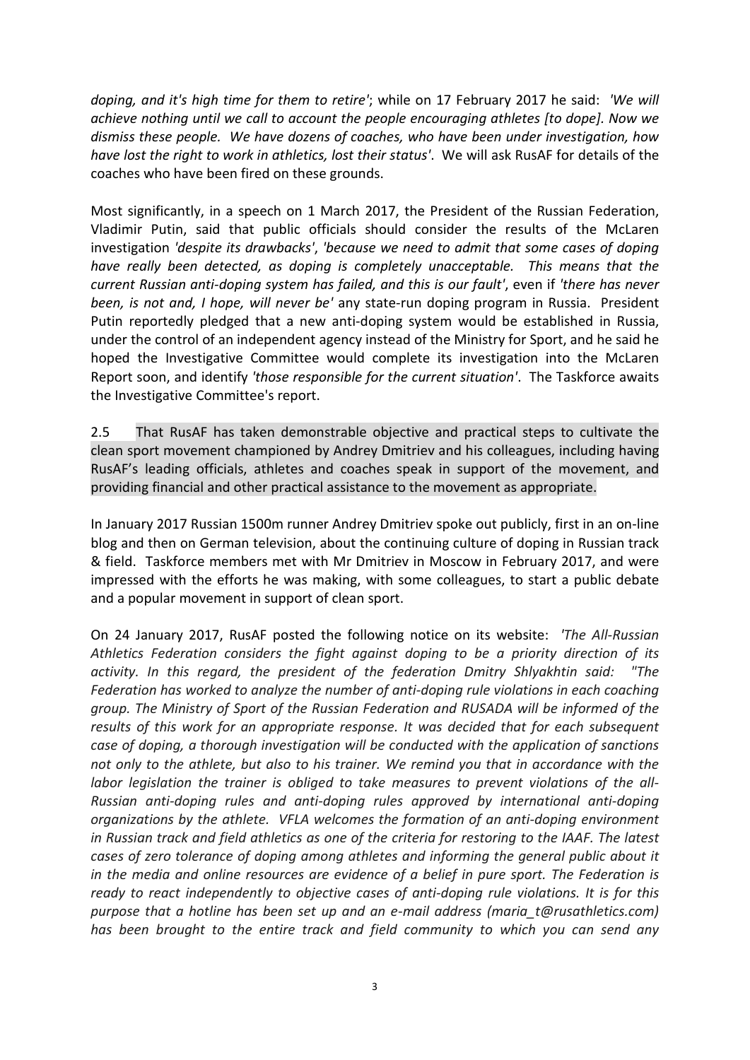*doping, and it's high time for them to retire'*; while on 17 February 2017 he said: *'We will achieve nothing until we call to account the people encouraging athletes [to dope]. Now we dismiss these people. We have dozens of coaches, who have been under investigation, how have lost the right to work in athletics, lost their status'*. We will ask RusAF for details of the coaches who have been fired on these grounds.

Most significantly, in a speech on 1 March 2017, the President of the Russian Federation, Vladimir Putin, said that public officials should consider the results of the McLaren investigation *'despite its drawbacks'*, *'because we need to admit that some cases of doping have really been detected, as doping is completely unacceptable. This means that the current Russian anti-doping system has failed, and this is our fault'*, even if *'there has never been, is not and, I hope, will never be'* any state-run doping program in Russia. President Putin reportedly pledged that a new anti-doping system would be established in Russia, under the control of an independent agency instead of the Ministry for Sport, and he said he hoped the Investigative Committee would complete its investigation into the McLaren Report soon, and identify *'those responsible for the current situation'*. The Taskforce awaits the Investigative Committee's report.

2.5 That RusAF has taken demonstrable objective and practical steps to cultivate the clean sport movement championed by Andrey Dmitriev and his colleagues, including having RusAF's leading officials, athletes and coaches speak in support of the movement, and providing financial and other practical assistance to the movement as appropriate.

In January 2017 Russian 1500m runner Andrey Dmitriev spoke out publicly, first in an on-line blog and then on German television, about the continuing culture of doping in Russian track & field. Taskforce members met with Mr Dmitriev in Moscow in February 2017, and were impressed with the efforts he was making, with some colleagues, to start a public debate and a popular movement in support of clean sport.

On 24 January 2017, RusAF posted the following notice on its website: *'The All-Russian Athletics Federation considers the fight against doping to be a priority direction of its activity. In this regard, the president of the federation Dmitry Shlyakhtin said: "The Federation has worked to analyze the number of anti-doping rule violations in each coaching group. The Ministry of Sport of the Russian Federation and RUSADA will be informed of the results of this work for an appropriate response. It was decided that for each subsequent case of doping, a thorough investigation will be conducted with the application of sanctions not only to the athlete, but also to his trainer. We remind you that in accordance with the labor legislation the trainer is obliged to take measures to prevent violations of the all-Russian anti-doping rules and anti-doping rules approved by international anti-doping organizations by the athlete. VFLA welcomes the formation of an anti-doping environment in Russian track and field athletics as one of the criteria for restoring to the IAAF. The latest cases of zero tolerance of doping among athletes and informing the general public about it in the media and online resources are evidence of a belief in pure sport. The Federation is ready to react independently to objective cases of anti-doping rule violations. It is for this purpose that a hotline has been set up and an e-mail address (maria_t@rusathletics.com) has been brought to the entire track and field community to which you can send any*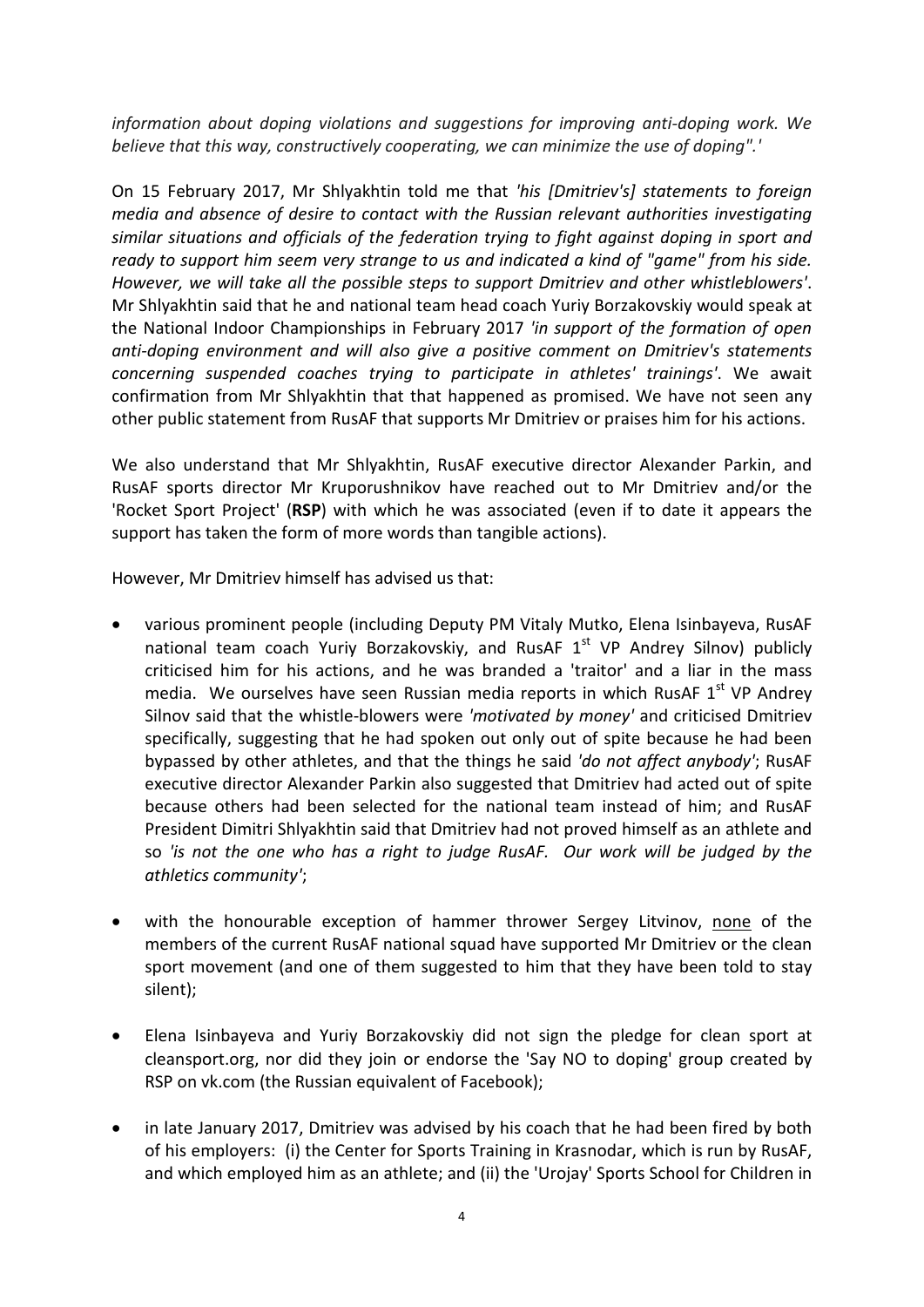*information about doping violations and suggestions for improving anti-doping work. We believe that this way, constructively cooperating, we can minimize the use of doping".'*

On 15 February 2017, Mr Shlyakhtin told me that *'his [Dmitriev's] statements to foreign media and absence of desire to contact with the Russian relevant authorities investigating similar situations and officials of the federation trying to fight against doping in sport and ready to support him seem very strange to us and indicated a kind of "game" from his side. However, we will take all the possible steps to support Dmitriev and other whistleblowers'*. Mr Shlyakhtin said that he and national team head coach Yuriy Borzakovskiy would speak at the National Indoor Championships in February 2017 *'in support of the formation of open anti-doping environment and will also give a positive comment on Dmitriev's statements concerning suspended coaches trying to participate in athletes' trainings'*. We await confirmation from Mr Shlyakhtin that that happened as promised. We have not seen any other public statement from RusAF that supports Mr Dmitriev or praises him for his actions.

We also understand that Mr Shlyakhtin, RusAF executive director Alexander Parkin, and RusAF sports director Mr Kruporushnikov have reached out to Mr Dmitriev and/or the 'Rocket Sport Project' (**RSP**) with which he was associated (even if to date it appears the support has taken the form of more words than tangible actions).

However, Mr Dmitriev himself has advised us that:

- various prominent people (including Deputy PM Vitaly Mutko, Elena Isinbayeva, RusAF national team coach Yuriy Borzakovskiy, and RusAF 1st VP Andrey Silnov) publicly criticised him for his actions, and he was branded a 'traitor' and a liar in the mass media. We ourselves have seen Russian media reports in which RusAF 1st VP Andrey Silnov said that the whistle-blowers were *'motivated by money'* and criticised Dmitriev specifically, suggesting that he had spoken out only out of spite because he had been bypassed by other athletes, and that the things he said *'do not affect anybody'*; RusAF executive director Alexander Parkin also suggested that Dmitriev had acted out of spite because others had been selected for the national team instead of him; and RusAF President Dimitri Shlyakhtin said that Dmitriev had not proved himself as an athlete and so *'is not the one who has a right to judge RusAF. Our work will be judged by the athletics community'*;

- with the honourable exception of hammer thrower Sergey Litvinov, none of the members of the current RusAF national squad have supported Mr Dmitriev or the clean sport movement (and one of them suggested to him that they have been told to stay silent);

- Elena Isinbayeva and Yuriy Borzakovskiy did not sign the pledge for clean sport at cleansport.org, nor did they join or endorse the 'Say NO to doping' group created by RSP on vk.com (the Russian equivalent of Facebook);

- in late January 2017, Dmitriev was advised by his coach that he had been fired by both of his employers: (i) the Center for Sports Training in Krasnodar, which is run by RusAF, and which employed him as an athlete; and (ii) the 'Urojay' Sports School for Children in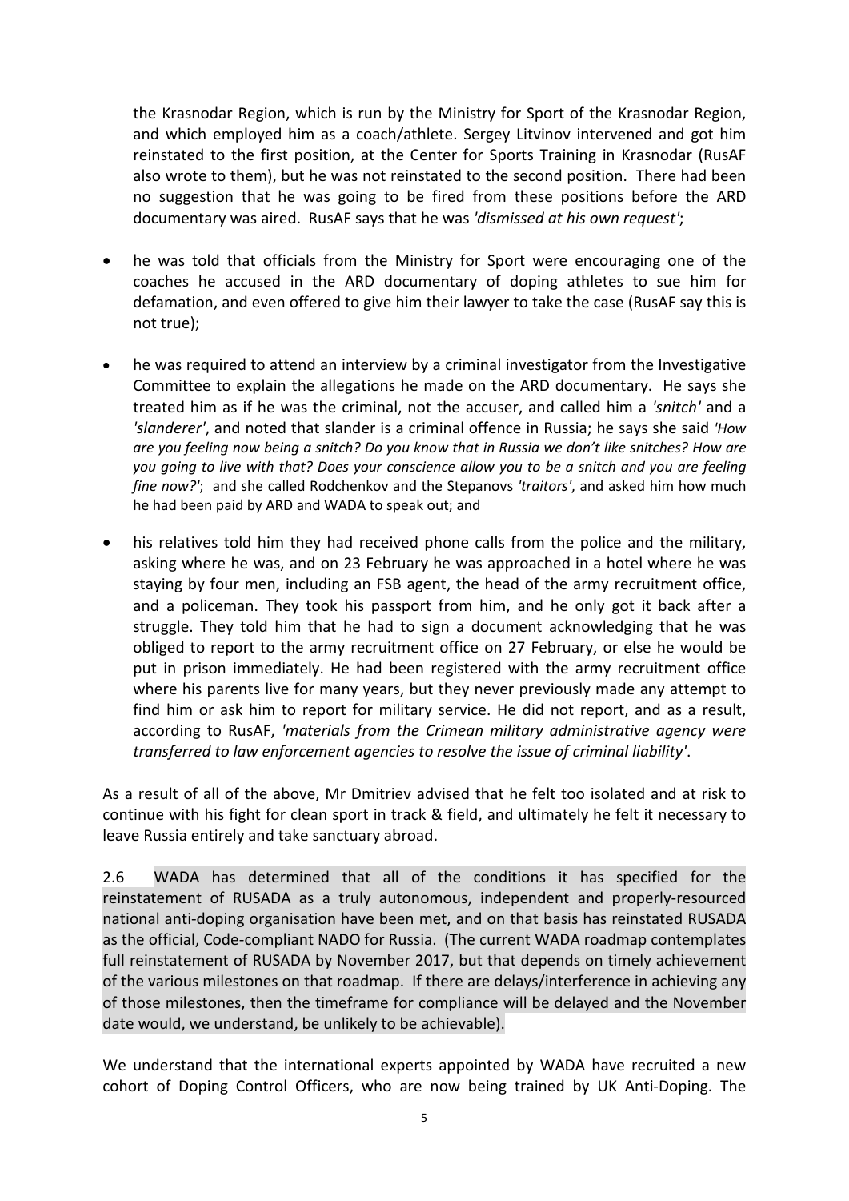the Krasnodar Region, which is run by the Ministry for Sport of the Krasnodar Region, and which employed him as a coach/athlete. Sergey Litvinov intervened and got him reinstated to the first position, at the Center for Sports Training in Krasnodar (RusAF also wrote to them), but he was not reinstated to the second position. There had been no suggestion that he was going to be fired from these positions before the ARD documentary was aired. RusAF says that he was *'dismissed at his own request'*;

- he was told that officials from the Ministry for Sport were encouraging one of the coaches he accused in the ARD documentary of doping athletes to sue him for defamation, and even offered to give him their lawyer to take the case (RusAF say this is not true);

- he was required to attend an interview by a criminal investigator from the Investigative Committee to explain the allegations he made on the ARD documentary. He says she treated him as if he was the criminal, not the accuser, and called him a *'snitch'* and a *'slanderer'*, and noted that slander is a criminal offence in Russia; he says she said *'How are you feeling now being a snitch? Do you know that in Russia we don't like snitches? How are you going to live with that? Does your conscience allow you to be a snitch and you are feeling fine now?'*; and she called Rodchenkov and the Stepanovs *'traitors'*, and asked him how much he had been paid by ARD and WADA to speak out; and

- his relatives told him they had received phone calls from the police and the military, asking where he was, and on 23 February he was approached in a hotel where he was staying by four men, including an FSB agent, the head of the army recruitment office, and a policeman. They took his passport from him, and he only got it back after a struggle. They told him that he had to sign a document acknowledging that he was obliged to report to the army recruitment office on 27 February, or else he would be put in prison immediately. He had been registered with the army recruitment office where his parents live for many years, but they never previously made any attempt to find him or ask him to report for military service. He did not report, and as a result, according to RusAF, *'materials from the Crimean military administrative agency were transferred to law enforcement agencies to resolve the issue of criminal liability'*.

As a result of all of the above, Mr Dmitriev advised that he felt too isolated and at risk to continue with his fight for clean sport in track & field, and ultimately he felt it necessary to leave Russia entirely and take sanctuary abroad.

2.6 WADA has determined that all of the conditions it has specified for the reinstatement of RUSADA as a truly autonomous, independent and properly-resourced national anti-doping organisation have been met, and on that basis has reinstated RUSADA as the official, Code-compliant NADO for Russia. (The current WADA roadmap contemplates full reinstatement of RUSADA by November 2017, but that depends on timely achievement of the various milestones on that roadmap. If there are delays/interference in achieving any of those milestones, then the timeframe for compliance will be delayed and the November date would, we understand, be unlikely to be achievable).

We understand that the international experts appointed by WADA have recruited a new cohort of Doping Control Officers, who are now being trained by UK Anti-Doping. The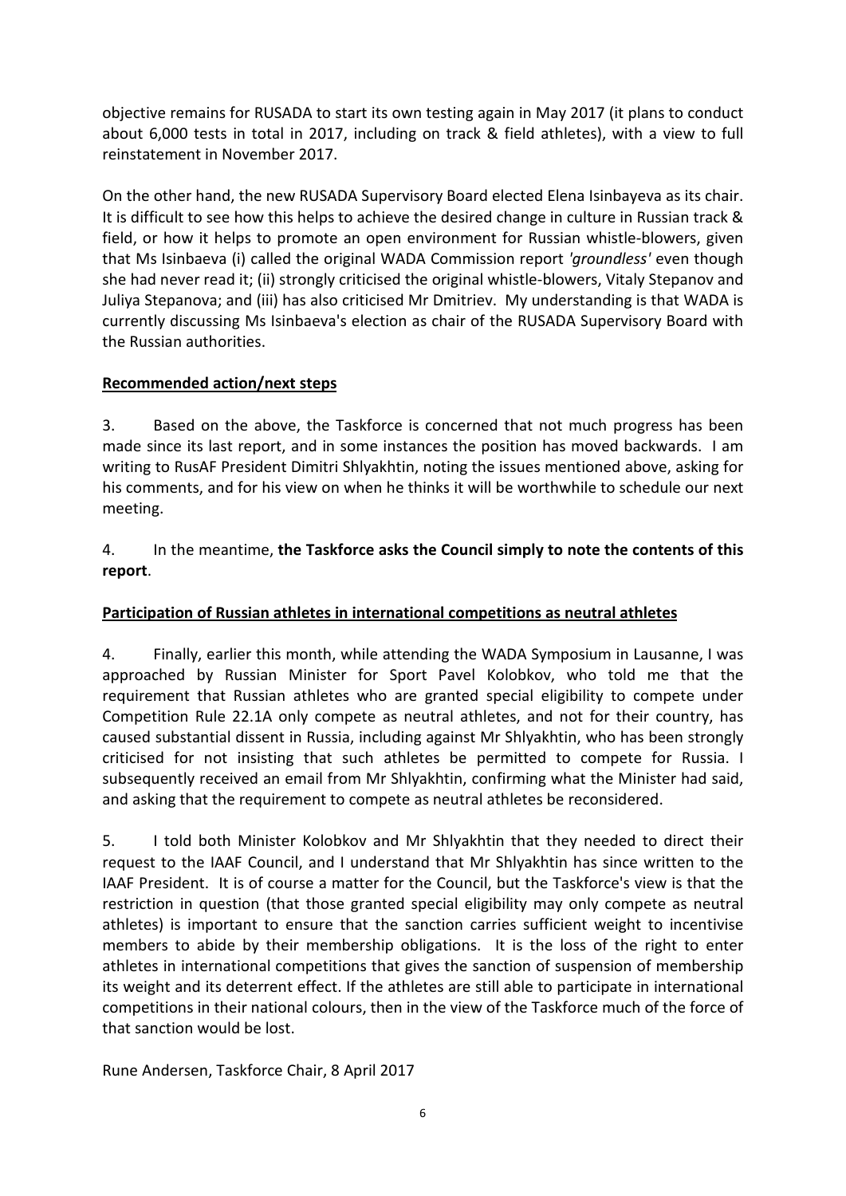objective remains for RUSADA to start its own testing again in May 2017 (it plans to conduct about 6,000 tests in total in 2017, including on track & field athletes), with a view to full reinstatement in November 2017.

On the other hand, the new RUSADA Supervisory Board elected Elena Isinbayeva as its chair. It is difficult to see how this helps to achieve the desired change in culture in Russian track & field, or how it helps to promote an open environment for Russian whistle-blowers, given that Ms Isinbaeva (i) called the original WADA Commission report *'groundless'* even though she had never read it; (ii) strongly criticised the original whistle-blowers, Vitaly Stepanov and Juliya Stepanova; and (iii) has also criticised Mr Dmitriev. My understanding is that WADA is currently discussing Ms Isinbaeva's election as chair of the RUSADA Supervisory Board with the Russian authorities.

**Recommended action/next steps**

3. Based on the above, the Taskforce is concerned that not much progress has been made since its last report, and in some instances the position has moved backwards. I am writing to RusAF President Dimitri Shlyakhtin, noting the issues mentioned above, asking for his comments, and for his view on when he thinks it will be worthwhile to schedule our next meeting.

4. In the meantime, **the Taskforce asks the Council simply to note the contents of this report**.

**Participation of Russian athletes in international competitions as neutral athletes**

4. Finally, earlier this month, while attending the WADA Symposium in Lausanne, I was approached by Russian Minister for Sport Pavel Kolobkov, who told me that the requirement that Russian athletes who are granted special eligibility to compete under Competition Rule 22.1A only compete as neutral athletes, and not for their country, has caused substantial dissent in Russia, including against Mr Shlyakhtin, who has been strongly criticised for not insisting that such athletes be permitted to compete for Russia. I subsequently received an email from Mr Shlyakhtin, confirming what the Minister had said, and asking that the requirement to compete as neutral athletes be reconsidered.

5. I told both Minister Kolobkov and Mr Shlyakhtin that they needed to direct their request to the IAAF Council, and I understand that Mr Shlyakhtin has since written to the IAAF President. It is of course a matter for the Council, but the Taskforce's view is that the restriction in question (that those granted special eligibility may only compete as neutral athletes) is important to ensure that the sanction carries sufficient weight to incentivise members to abide by their membership obligations. It is the loss of the right to enter athletes in international competitions that gives the sanction of suspension of membership its weight and its deterrent effect. If the athletes are still able to participate in international competitions in their national colours, then in the view of the Taskforce much of the force of that sanction would be lost.

Rune Andersen, Taskforce Chair, 8 April 2017